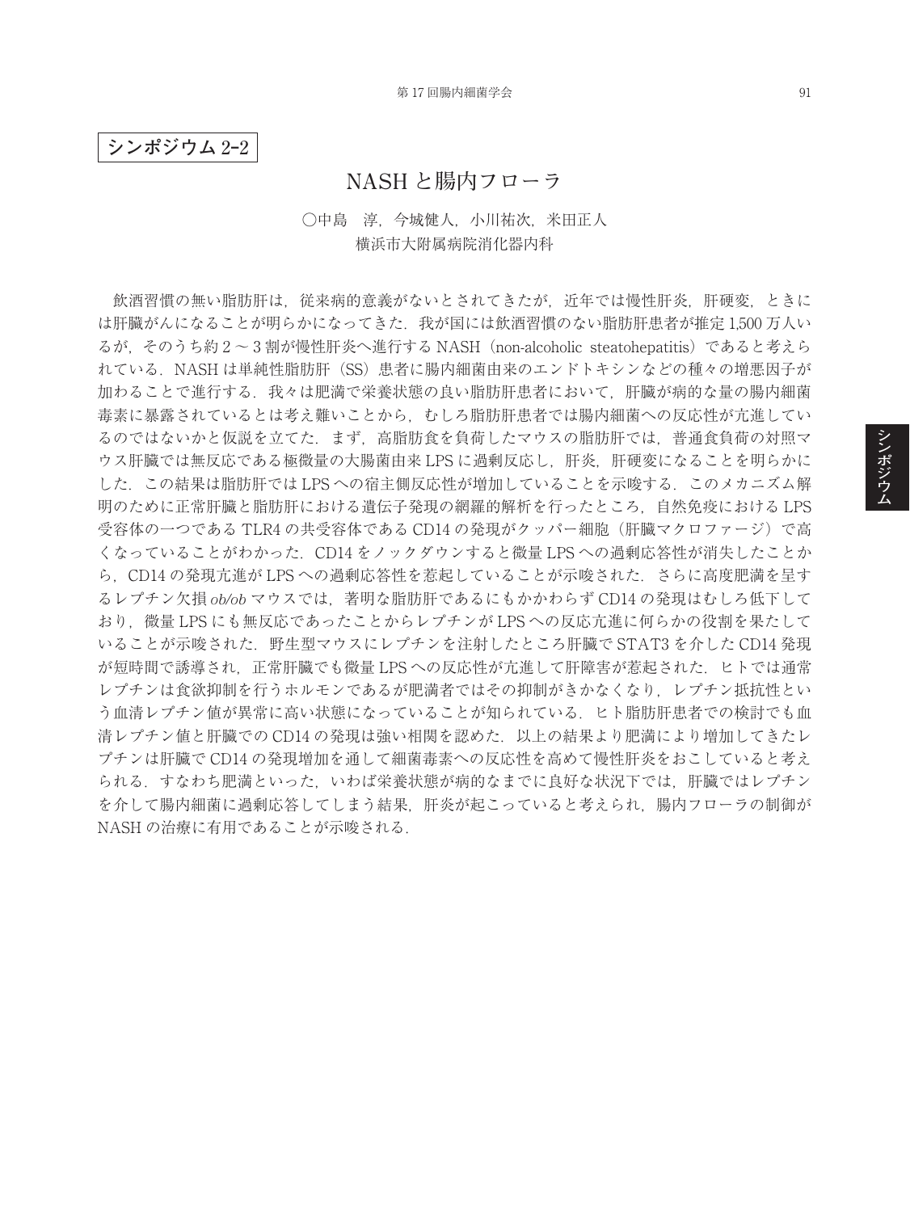**シンポジウム 2-2**

# NASH と腸内フローラ

○中島　淳，今城健人，小川祐次，米田正人
横浜市大附属病院消化器内科

飲酒習慣の無い脂肪肝は，従来病的意義がないとされてきたが，近年では慢性肝炎，肝硬変，ときには肝臓がんになることが明らかになってきた．我が国には飲酒習慣のない脂肪肝患者が推定 1,500 万人いるが，そのうち約 2 ～ 3 割が慢性肝炎へ進行する NASH（non-alcoholic steatohepatitis）であると考えられている．NASH は単純性脂肪肝（SS）患者に腸内細菌由来のエンドトキシンなどの種々の増悪因子が加わることで進行する．我々は肥満で栄養状態の良い脂肪肝患者において，肝臓が病的な量の腸内細菌毒素に暴露されているとは考え難いことから，むしろ脂肪肝患者では腸内細菌への反応性が亢進しているのではないかと仮説を立てた．まず，高脂肪食を負荷したマウスの脂肪肝では，普通食負荷の対照マウス肝臓では無反応である極微量の大腸菌由来 LPS に過剰反応し，肝炎，肝硬変になることを明らかにした．この結果は脂肪肝では LPS への宿主側反応性が増加していることを示唆する．このメカニズム解明のために正常肝臓と脂肪肝における遺伝子発現の網羅的解析を行ったところ，自然免疫における LPS 受容体の一つである TLR4 の共受容体である CD14 の発現がクッパー細胞（肝臓マクロファージ）で高くなっていることがわかった．CD14 をノックダウンすると微量 LPS への過剰応答性が消失したことから，CD14 の発現亢進が LPS への過剰応答性を惹起していることが示唆された．さらに高度肥満を呈するレプチン欠損 *ob/ob* マウスでは，著明な脂肪肝であるにもかかわらず CD14 の発現はむしろ低下しており，微量 LPS にも無反応であったことからレプチンが LPS への反応亢進に何らかの役割を果たしていることが示唆された．野生型マウスにレプチンを注射したところ肝臓で STAT3 を介した CD14 発現が短時間で誘導され，正常肝臓でも微量 LPS への反応性が亢進して肝障害が惹起された．ヒトでは通常レプチンは食欲抑制を行うホルモンであるが肥満者ではその抑制がきかなくなり，レプチン抵抗性という血清レプチン値が異常に高い状態になっていることが知られている．ヒト脂肪肝患者での検討でも血清レプチン値と肝臓での CD14 の発現は強い相関を認めた．以上の結果より肥満により増加してきたレプチンは肝臓で CD14 の発現増加を通して細菌毒素への反応性を高めて慢性肝炎をおこしていると考えられる．すなわち肥満といった，いわば栄養状態が病的なまでに良好な状況下では，肝臓ではレプチンを介して腸内細菌に過剰応答してしまう結果，肝炎が起こっていると考えられ，腸内フローラの制御が NASH の治療に有用であることが示唆される．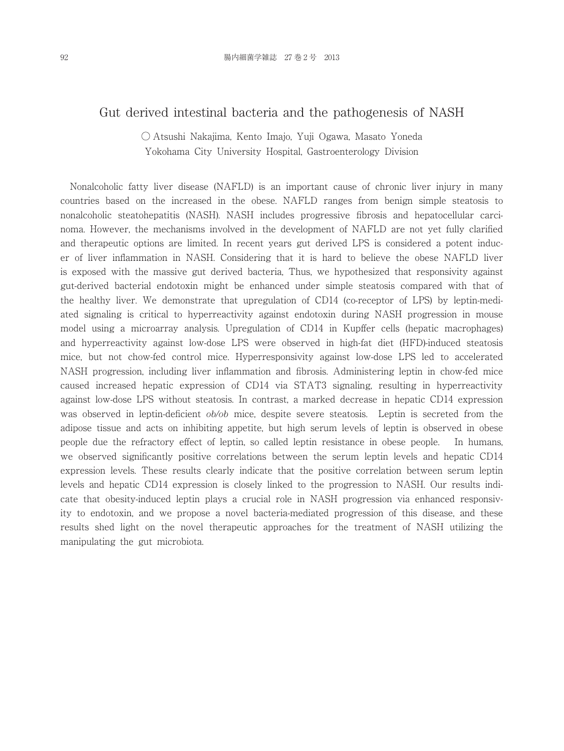## Gut derived intestinal bacteria and the pathogenesis of NASH

○ Atsushi Nakajima, Kento Imajo, Yuji Ogawa, Masato Yoneda
Yokohama City University Hospital, Gastroenterology Division

Nonalcoholic fatty liver disease (NAFLD) is an important cause of chronic liver injury in many countries based on the increased in the obese. NAFLD ranges from benign simple steatosis to nonalcoholic steatohepatitis (NASH). NASH includes progressive fibrosis and hepatocellular carcinoma. However, the mechanisms involved in the development of NAFLD are not yet fully clarified and therapeutic options are limited. In recent years gut derived LPS is considered a potent inducer of liver inflammation in NASH. Considering that it is hard to believe the obese NAFLD liver is exposed with the massive gut derived bacteria, Thus, we hypothesized that responsivity against gut-derived bacterial endotoxin might be enhanced under simple steatosis compared with that of the healthy liver. We demonstrate that upregulation of CD14 (co-receptor of LPS) by leptin-mediated signaling is critical to hyperreactivity against endotoxin during NASH progression in mouse model using a microarray analysis. Upregulation of CD14 in Kupffer cells (hepatic macrophages) and hyperreactivity against low-dose LPS were observed in high-fat diet (HFD)-induced steatosis mice, but not chow-fed control mice. Hyperresponsivity against low-dose LPS led to accelerated NASH progression, including liver inflammation and fibrosis. Administering leptin in chow-fed mice caused increased hepatic expression of CD14 via STAT3 signaling, resulting in hyperreactivity against low-dose LPS without steatosis. In contrast, a marked decrease in hepatic CD14 expression was observed in leptin-deficient *ob/ob* mice, despite severe steatosis. Leptin is secreted from the adipose tissue and acts on inhibiting appetite, but high serum levels of leptin is observed in obese people due the refractory effect of leptin, so called leptin resistance in obese people. In humans, we observed significantly positive correlations between the serum leptin levels and hepatic CD14 expression levels. These results clearly indicate that the positive correlation between serum leptin levels and hepatic CD14 expression is closely linked to the progression to NASH. Our results indicate that obesity-induced leptin plays a crucial role in NASH progression via enhanced responsivity to endotoxin, and we propose a novel bacteria-mediated progression of this disease, and these results shed light on the novel therapeutic approaches for the treatment of NASH utilizing the manipulating the gut microbiota.